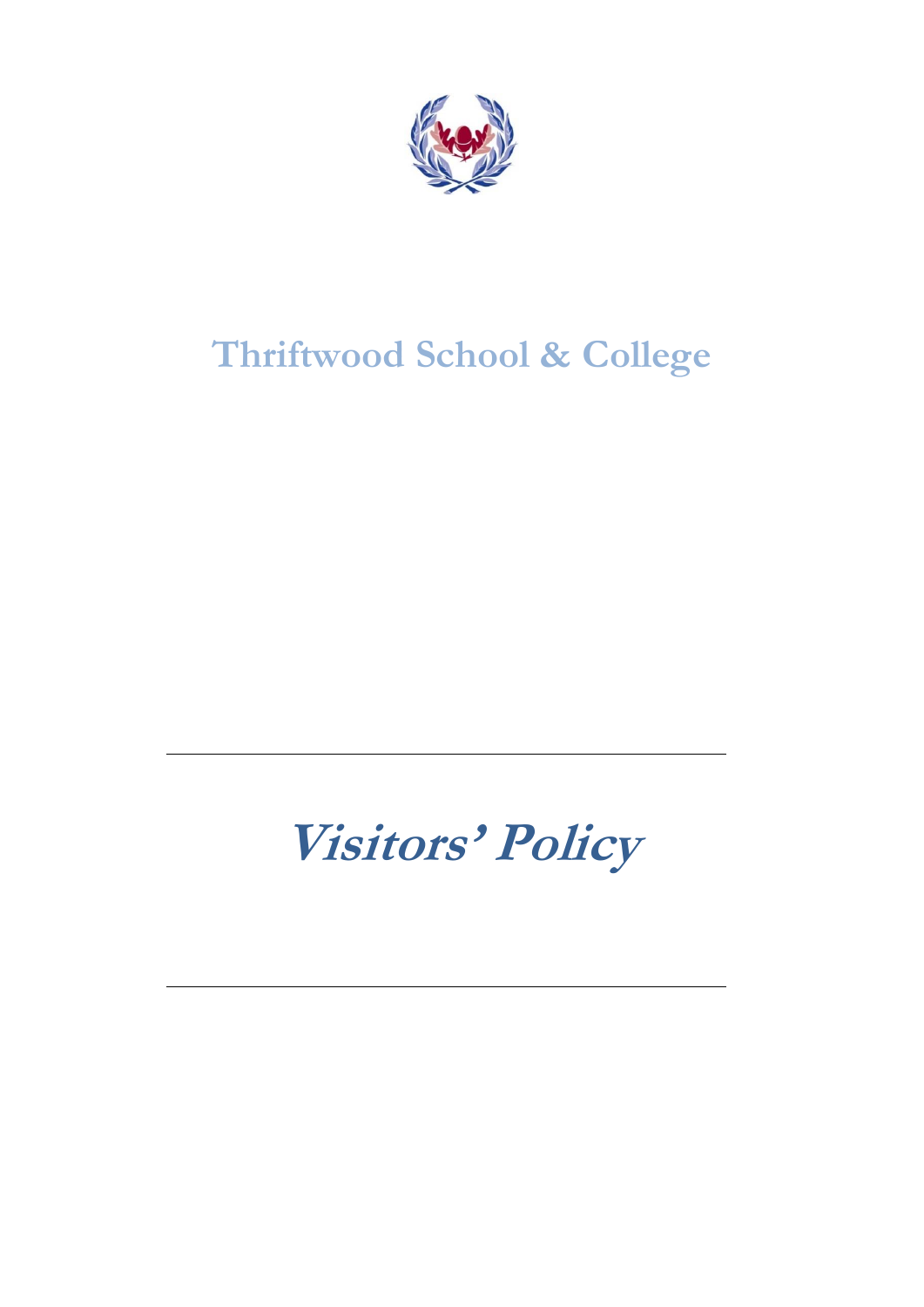# Thriftwood School & College

---

# *Visitors' Policy*

---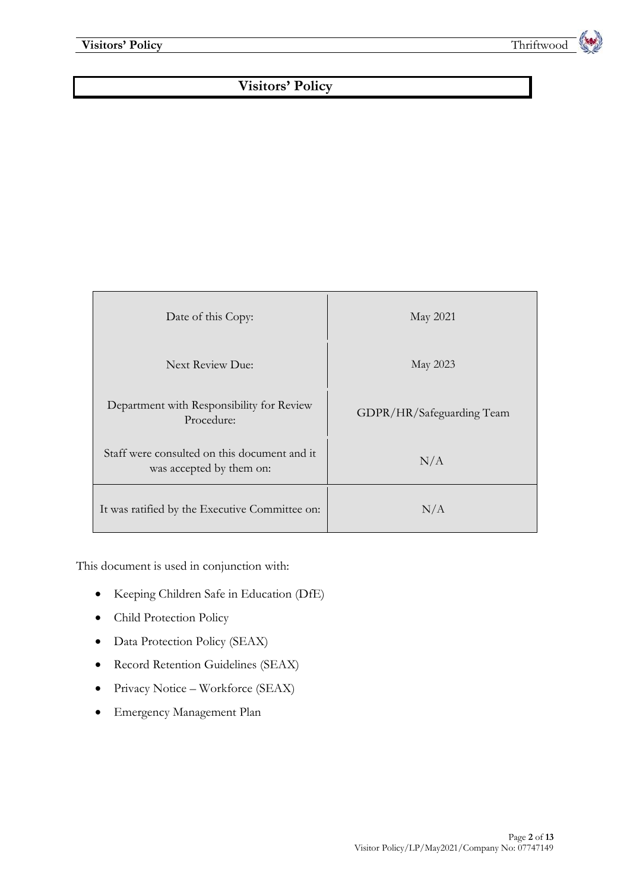# Visitors' Policy

| Date of this Copy: | May 2021 |
| --- | --- |
| Next Review Due: | May 2023 |
| Department with Responsibility for Review Procedure: | GDPR/HR/Safeguarding Team |
| Staff were consulted on this document and it was accepted by them on: | N/A |
| It was ratified by the Executive Committee on: | N/A |

This document is used in conjunction with:

- Keeping Children Safe in Education (DfE)
- Child Protection Policy
- Data Protection Policy (SEAX)
- Record Retention Guidelines (SEAX)
- Privacy Notice – Workforce (SEAX)
- Emergency Management Plan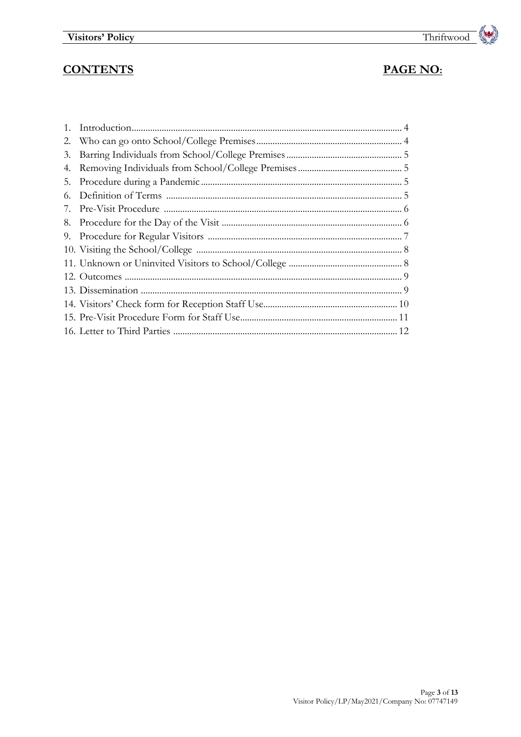## CONTENTS — PAGE NO:

| Section | Page |
|---|---|
| 1. Introduction | 4 |
| 2. Who can go onto School/College Premises | 4 |
| 3. Barring Individuals from School/College Premises | 5 |
| 4. Removing Individuals from School/College Premises | 5 |
| 5. Procedure during a Pandemic | 5 |
| 6. Definition of Terms | 5 |
| 7. Pre-Visit Procedure | 6 |
| 8. Procedure for the Day of the Visit | 6 |
| 9. Procedure for Regular Visitors | 7 |
| 10. Visiting the School/College | 8 |
| 11. Unknown or Uninvited Visitors to School/College | 8 |
| 12. Outcomes | 9 |
| 13. Dissemination | 9 |
| 14. Visitors' Check form for Reception Staff Use | 10 |
| 15. Pre-Visit Procedure Form for Staff Use | 11 |
| 16. Letter to Third Parties | 12 |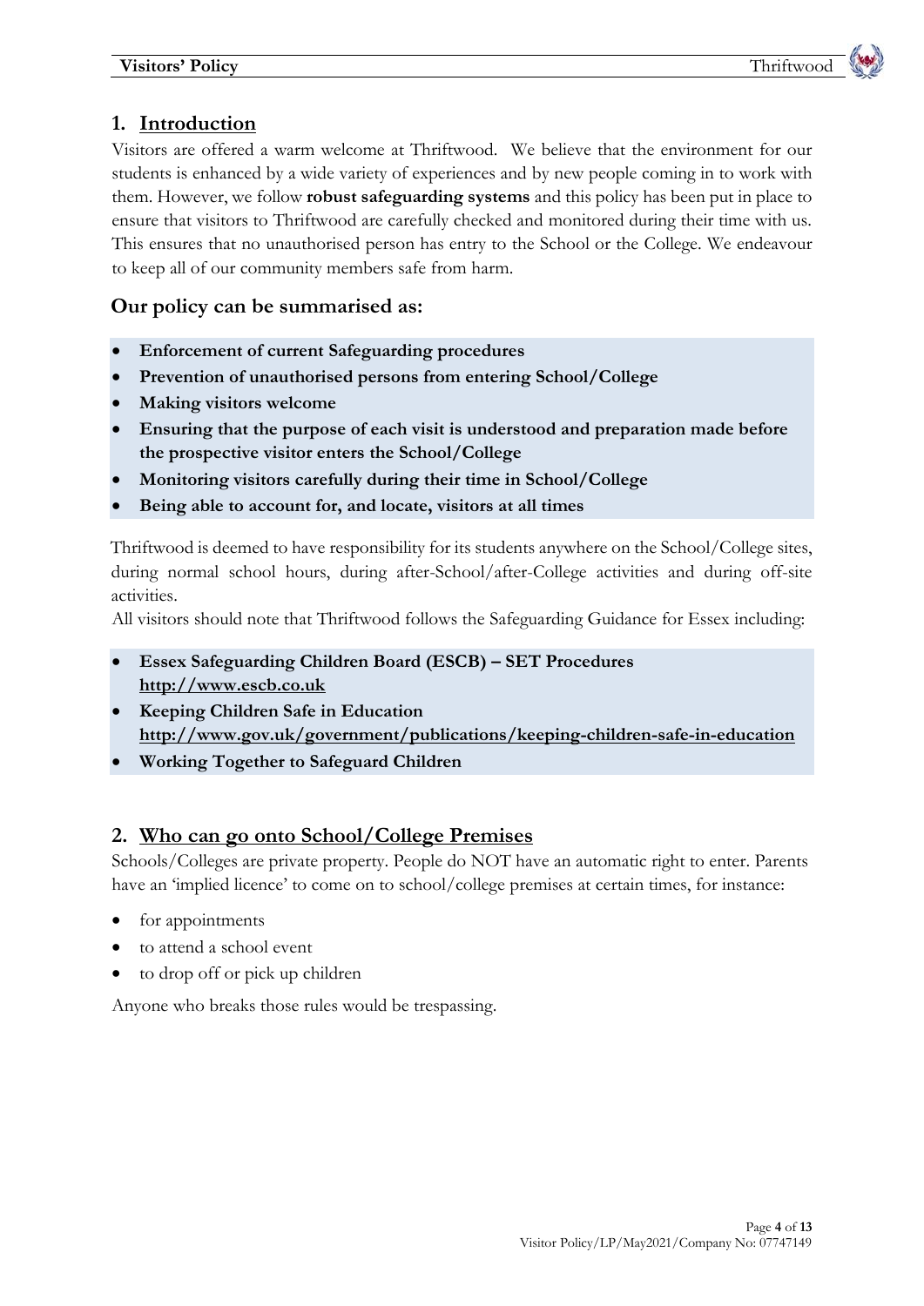## 1. Introduction

Visitors are offered a warm welcome at Thriftwood. We believe that the environment for our students is enhanced by a wide variety of experiences and by new people coming in to work with them. However, we follow **robust safeguarding systems** and this policy has been put in place to ensure that visitors to Thriftwood are carefully checked and monitored during their time with us. This ensures that no unauthorised person has entry to the School or the College. We endeavour to keep all of our community members safe from harm.

### Our policy can be summarised as:

- **Enforcement of current Safeguarding procedures**
- **Prevention of unauthorised persons from entering School/College**
- **Making visitors welcome**
- **Ensuring that the purpose of each visit is understood and preparation made before the prospective visitor enters the School/College**
- **Monitoring visitors carefully during their time in School/College**
- **Being able to account for, and locate, visitors at all times**

Thriftwood is deemed to have responsibility for its students anywhere on the School/College sites, during normal school hours, during after-School/after-College activities and during off-site activities.

All visitors should note that Thriftwood follows the Safeguarding Guidance for Essex including:

- **Essex Safeguarding Children Board (ESCB) – SET Procedures** **http://www.escb.co.uk**
- **Keeping Children Safe in Education** **http://www.gov.uk/government/publications/keeping-children-safe-in-education**
- **Working Together to Safeguard Children**

## 2. Who can go onto School/College Premises

Schools/Colleges are private property. People do NOT have an automatic right to enter. Parents have an 'implied licence' to come on to school/college premises at certain times, for instance:

- for appointments
- to attend a school event
- to drop off or pick up children

Anyone who breaks those rules would be trespassing.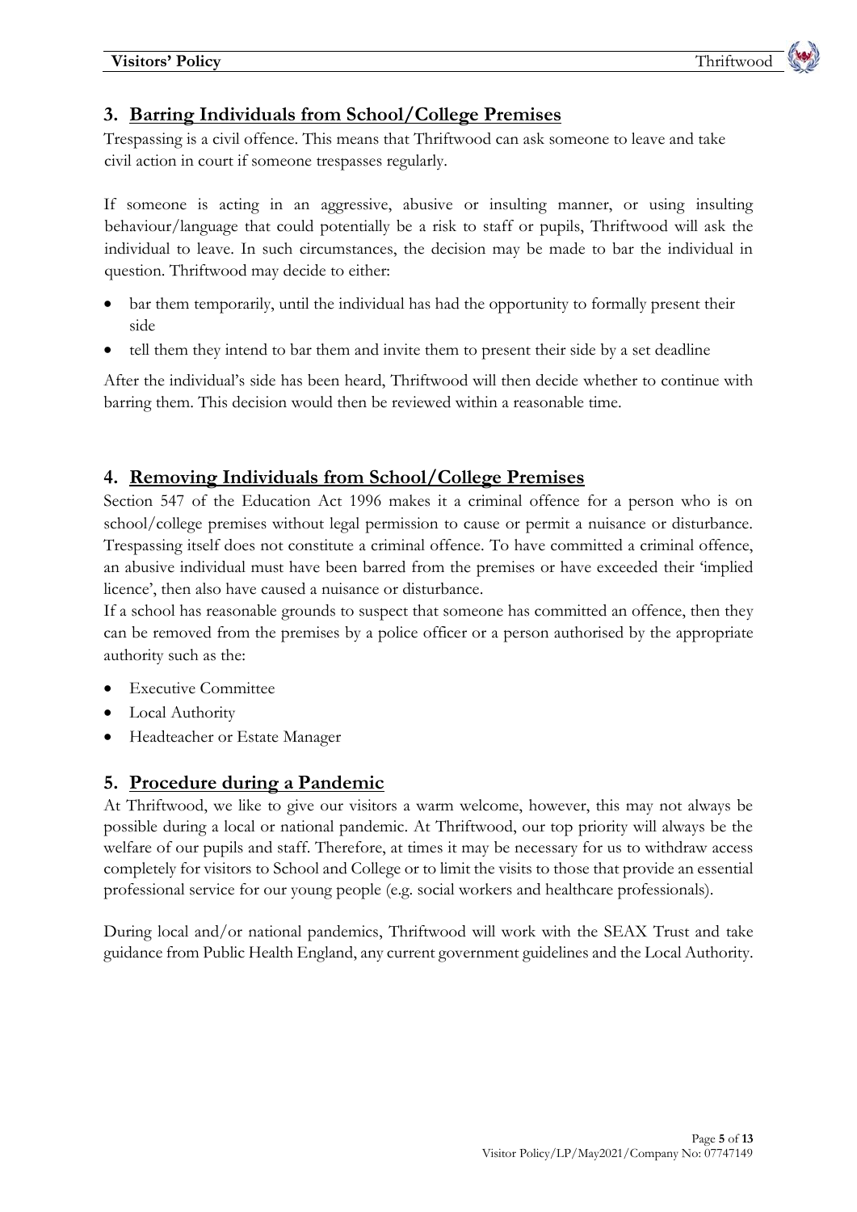## 3. Barring Individuals from School/College Premises

Trespassing is a civil offence. This means that Thriftwood can ask someone to leave and take civil action in court if someone trespasses regularly.

If someone is acting in an aggressive, abusive or insulting manner, or using insulting behaviour/language that could potentially be a risk to staff or pupils, Thriftwood will ask the individual to leave. In such circumstances, the decision may be made to bar the individual in question. Thriftwood may decide to either:

- bar them temporarily, until the individual has had the opportunity to formally present their side
- tell them they intend to bar them and invite them to present their side by a set deadline

After the individual's side has been heard, Thriftwood will then decide whether to continue with barring them. This decision would then be reviewed within a reasonable time.

## 4. Removing Individuals from School/College Premises

Section 547 of the Education Act 1996 makes it a criminal offence for a person who is on school/college premises without legal permission to cause or permit a nuisance or disturbance. Trespassing itself does not constitute a criminal offence. To have committed a criminal offence, an abusive individual must have been barred from the premises or have exceeded their 'implied licence', then also have caused a nuisance or disturbance.

If a school has reasonable grounds to suspect that someone has committed an offence, then they can be removed from the premises by a police officer or a person authorised by the appropriate authority such as the:

- Executive Committee
- Local Authority
- Headteacher or Estate Manager

## 5. Procedure during a Pandemic

At Thriftwood, we like to give our visitors a warm welcome, however, this may not always be possible during a local or national pandemic. At Thriftwood, our top priority will always be the welfare of our pupils and staff. Therefore, at times it may be necessary for us to withdraw access completely for visitors to School and College or to limit the visits to those that provide an essential professional service for our young people (e.g. social workers and healthcare professionals).

During local and/or national pandemics, Thriftwood will work with the SEAX Trust and take guidance from Public Health England, any current government guidelines and the Local Authority.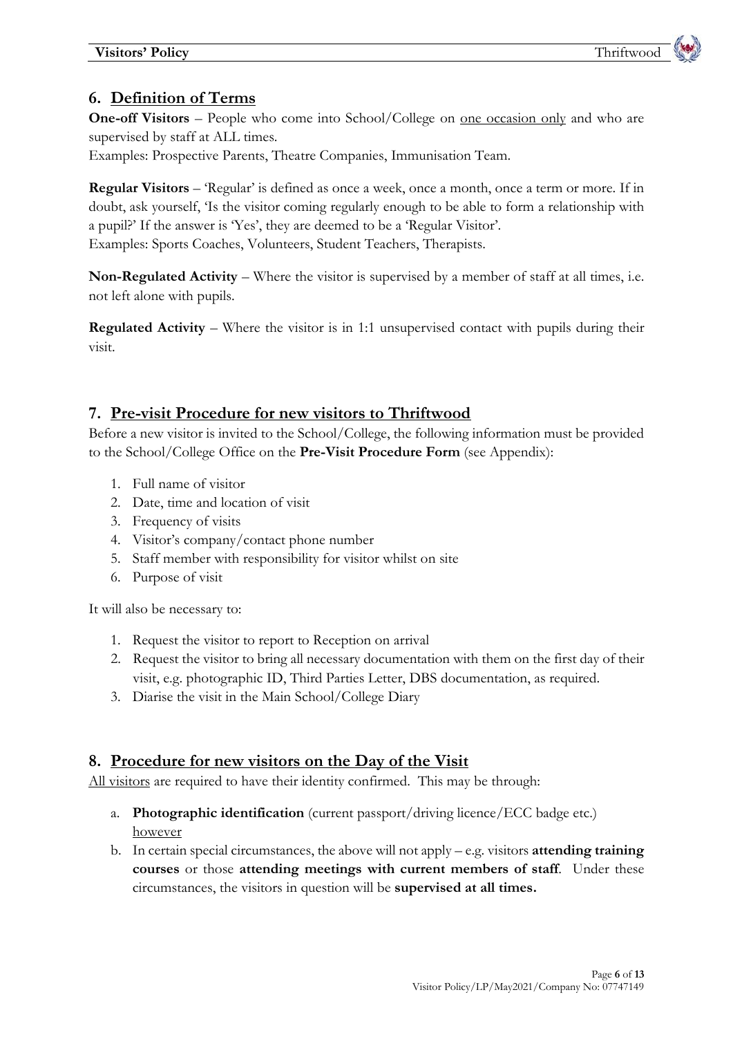## 6. Definition of Terms

**One-off Visitors** – People who come into School/College on <u>one occasion only</u> and who are supervised by staff at ALL times.
Examples: Prospective Parents, Theatre Companies, Immunisation Team.

**Regular Visitors** – 'Regular' is defined as once a week, once a month, once a term or more. If in doubt, ask yourself, 'Is the visitor coming regularly enough to be able to form a relationship with a pupil?' If the answer is 'Yes', they are deemed to be a 'Regular Visitor'.
Examples: Sports Coaches, Volunteers, Student Teachers, Therapists.

**Non-Regulated Activity** – Where the visitor is supervised by a member of staff at all times, i.e. not left alone with pupils.

**Regulated Activity** – Where the visitor is in 1:1 unsupervised contact with pupils during their visit.

## 7. Pre-visit Procedure for new visitors to Thriftwood

Before a new visitor is invited to the School/College, the following information must be provided to the School/College Office on the **Pre-Visit Procedure Form** (see Appendix):

1. Full name of visitor
2. Date, time and location of visit
3. Frequency of visits
4. Visitor's company/contact phone number
5. Staff member with responsibility for visitor whilst on site
6. Purpose of visit

It will also be necessary to:

1. Request the visitor to report to Reception on arrival
2. Request the visitor to bring all necessary documentation with them on the first day of their visit, e.g. photographic ID, Third Parties Letter, DBS documentation, as required.
3. Diarise the visit in the Main School/College Diary

## 8. Procedure for new visitors on the Day of the Visit

<u>All visitors</u> are required to have their identity confirmed. This may be through:

a. **Photographic identification** (current passport/driving licence/ECC badge etc.) <u>however</u>
b. In certain special circumstances, the above will not apply – e.g. visitors **attending training courses** or those **attending meetings with current members of staff**. Under these circumstances, the visitors in question will be **supervised at all times.**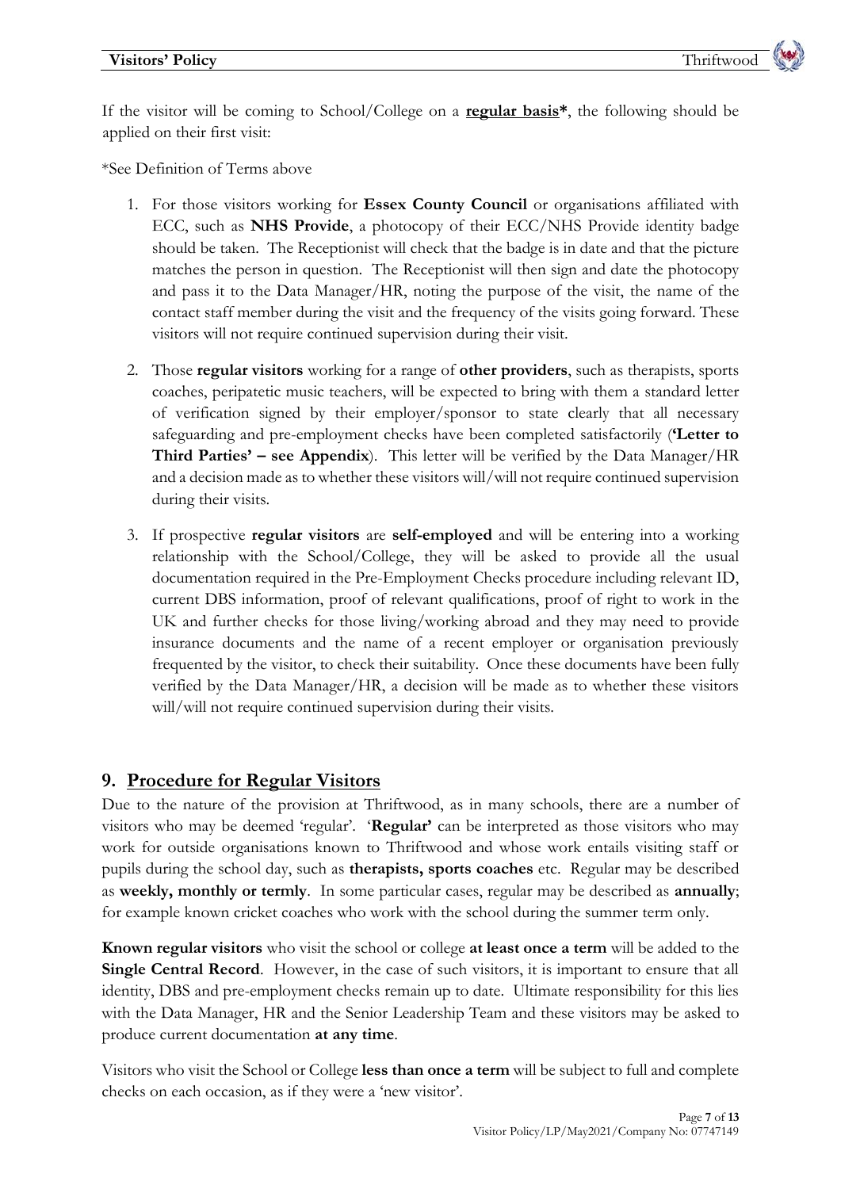If the visitor will be coming to School/College on a **regular basis***, the following should be applied on their first visit:

*See Definition of Terms above

1. For those visitors working for **Essex County Council** or organisations affiliated with ECC, such as **NHS Provide**, a photocopy of their ECC/NHS Provide identity badge should be taken. The Receptionist will check that the badge is in date and that the picture matches the person in question. The Receptionist will then sign and date the photocopy and pass it to the Data Manager/HR, noting the purpose of the visit, the name of the contact staff member during the visit and the frequency of the visits going forward. These visitors will not require continued supervision during their visit.
2. Those **regular visitors** working for a range of **other providers**, such as therapists, sports coaches, peripatetic music teachers, will be expected to bring with them a standard letter of verification signed by their employer/sponsor to state clearly that all necessary safeguarding and pre-employment checks have been completed satisfactorily (**'Letter to Third Parties' – see Appendix**). This letter will be verified by the Data Manager/HR and a decision made as to whether these visitors will/will not require continued supervision during their visits.
3. If prospective **regular visitors** are **self-employed** and will be entering into a working relationship with the School/College, they will be asked to provide all the usual documentation required in the Pre-Employment Checks procedure including relevant ID, current DBS information, proof of relevant qualifications, proof of right to work in the UK and further checks for those living/working abroad and they may need to provide insurance documents and the name of a recent employer or organisation previously frequented by the visitor, to check their suitability. Once these documents have been fully verified by the Data Manager/HR, a decision will be made as to whether these visitors will/will not require continued supervision during their visits.

## 9. Procedure for Regular Visitors

Due to the nature of the provision at Thriftwood, as in many schools, there are a number of visitors who may be deemed 'regular'. '**Regular'** can be interpreted as those visitors who may work for outside organisations known to Thriftwood and whose work entails visiting staff or pupils during the school day, such as **therapists, sports coaches** etc. Regular may be described as **weekly, monthly or termly**. In some particular cases, regular may be described as **annually**; for example known cricket coaches who work with the school during the summer term only.

**Known regular visitors** who visit the school or college **at least once a term** will be added to the **Single Central Record**. However, in the case of such visitors, it is important to ensure that all identity, DBS and pre-employment checks remain up to date. Ultimate responsibility for this lies with the Data Manager, HR and the Senior Leadership Team and these visitors may be asked to produce current documentation **at any time**.

Visitors who visit the School or College **less than once a term** will be subject to full and complete checks on each occasion, as if they were a 'new visitor'.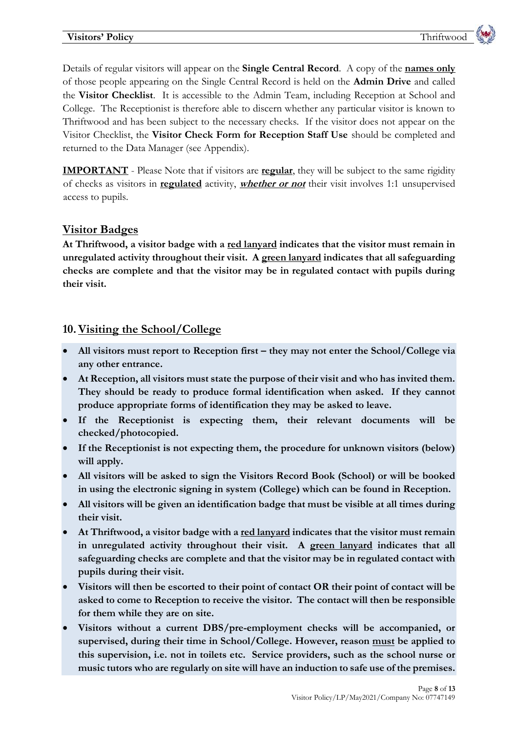Details of regular visitors will appear on the **Single Central Record**. A copy of the **names only** of those people appearing on the Single Central Record is held on the **Admin Drive** and called the **Visitor Checklist**. It is accessible to the Admin Team, including Reception at School and College. The Receptionist is therefore able to discern whether any particular visitor is known to Thriftwood and has been subject to the necessary checks. If the visitor does not appear on the Visitor Checklist, the **Visitor Check Form for Reception Staff Use** should be completed and returned to the Data Manager (see Appendix).

**IMPORTANT** - Please Note that if visitors are **regular**, they will be subject to the same rigidity of checks as visitors in **regulated** activity, ***whether or not*** their visit involves 1:1 unsupervised access to pupils.

## Visitor Badges

**At Thriftwood, a visitor badge with a red lanyard indicates that the visitor must remain in unregulated activity throughout their visit. A green lanyard indicates that all safeguarding checks are complete and that the visitor may be in regulated contact with pupils during their visit.**

## 10. Visiting the School/College

- **All visitors must report to Reception first – they may not enter the School/College via any other entrance.**
- **At Reception, all visitors must state the purpose of their visit and who has invited them. They should be ready to produce formal identification when asked. If they cannot produce appropriate forms of identification they may be asked to leave.**
- **If the Receptionist is expecting them, their relevant documents will be checked/photocopied.**
- **If the Receptionist is not expecting them, the procedure for unknown visitors (below) will apply.**
- **All visitors will be asked to sign the Visitors Record Book (School) or will be booked in using the electronic signing in system (College) which can be found in Reception.**
- **All visitors will be given an identification badge that must be visible at all times during their visit.**
- **At Thriftwood, a visitor badge with a red lanyard indicates that the visitor must remain in unregulated activity throughout their visit. A green lanyard indicates that all safeguarding checks are complete and that the visitor may be in regulated contact with pupils during their visit.**
- **Visitors will then be escorted to their point of contact OR their point of contact will be asked to come to Reception to receive the visitor. The contact will then be responsible for them while they are on site.**
- **Visitors without a current DBS/pre-employment checks will be accompanied, or supervised, during their time in School/College. However, reason must be applied to this supervision, i.e. not in toilets etc. Service providers, such as the school nurse or music tutors who are regularly on site will have an induction to safe use of the premises.**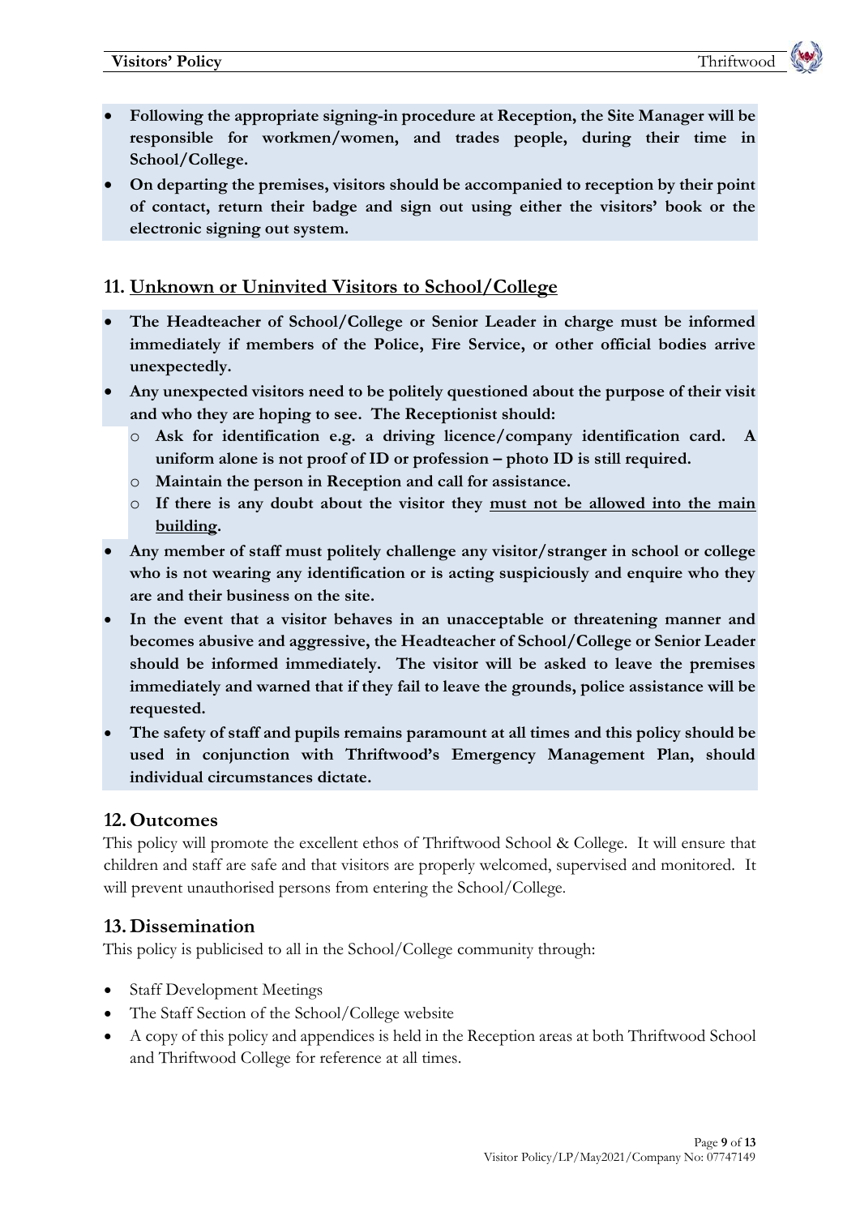- **Following the appropriate signing-in procedure at Reception, the Site Manager will be responsible for workmen/women, and trades people, during their time in School/College.**
- **On departing the premises, visitors should be accompanied to reception by their point of contact, return their badge and sign out using either the visitors' book or the electronic signing out system.**

## 11. Unknown or Uninvited Visitors to School/College

- **The Headteacher of School/College or Senior Leader in charge must be informed immediately if members of the Police, Fire Service, or other official bodies arrive unexpectedly.**
- **Any unexpected visitors need to be politely questioned about the purpose of their visit and who they are hoping to see. The Receptionist should:**
  - **Ask for identification e.g. a driving licence/company identification card. A uniform alone is not proof of ID or profession – photo ID is still required.**
  - **Maintain the person in Reception and call for assistance.**
  - **If there is any doubt about the visitor they must not be allowed into the main building.**
- **Any member of staff must politely challenge any visitor/stranger in school or college who is not wearing any identification or is acting suspiciously and enquire who they are and their business on the site.**
- **In the event that a visitor behaves in an unacceptable or threatening manner and becomes abusive and aggressive, the Headteacher of School/College or Senior Leader should be informed immediately. The visitor will be asked to leave the premises immediately and warned that if they fail to leave the grounds, police assistance will be requested.**
- **The safety of staff and pupils remains paramount at all times and this policy should be used in conjunction with Thriftwood's Emergency Management Plan, should individual circumstances dictate.**

## 12. Outcomes

This policy will promote the excellent ethos of Thriftwood School & College. It will ensure that children and staff are safe and that visitors are properly welcomed, supervised and monitored. It will prevent unauthorised persons from entering the School/College.

## 13. Dissemination

This policy is publicised to all in the School/College community through:

- Staff Development Meetings
- The Staff Section of the School/College website
- A copy of this policy and appendices is held in the Reception areas at both Thriftwood School and Thriftwood College for reference at all times.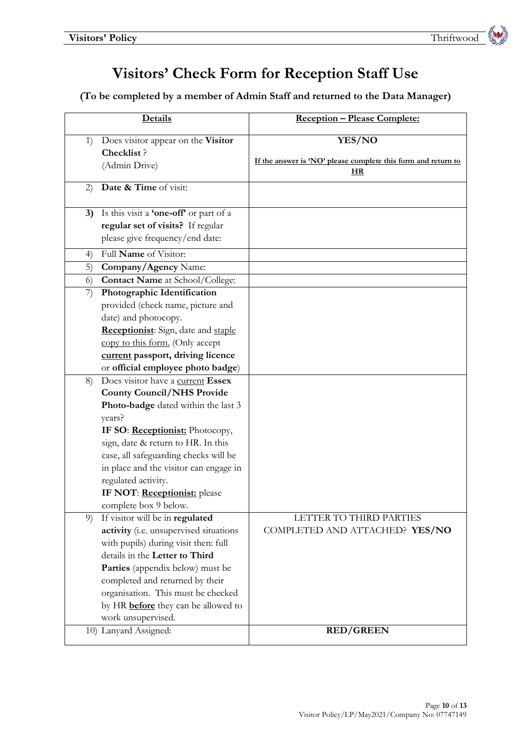# Visitors' Check Form for Reception Staff Use

**(To be completed by a member of Admin Staff and returned to the Data Manager)**

| Details | Reception – Please Complete: |
|---|---|
| 1) Does visitor appear on the **Visitor Checklist**? (Admin Drive) | **YES/NO** <br> **If the answer is 'NO' please complete this form and return to HR** |
| 2) **Date & Time** of visit: | |
| **3)** Is this visit a **'one-off'** or part of a **regular set of visits?** If regular please give frequency/end date: | |
| 4) Full **Name** of Visitor: | |
| 5) **Company/Agency** Name: | |
| 6) **Contact Name** at School/College: | |
| 7) **Photographic Identification** provided (check name, picture and date) and photocopy. **Receptionist**: Sign, date and staple copy to this form. (Only accept **current passport, driving licence** or **official employee photo badge**) | |
| 8) Does visitor have a current **Essex County Council/NHS Provide Photo-badge** dated within the last 3 years? **IF SO**: **Receptionist:** Photocopy, sign, date & return to HR. In this case, all safeguarding checks will be in place and the visitor can engage in regulated activity. **IF NOT**: **Receptionist:** please complete box 9 below. | |
| 9) If visitor will be in **regulated activity** (i.e. unsupervised situations with pupils) during visit then: full details in the **Letter to Third Parties** (appendix below) must be completed and returned by their organisation. This must be checked by HR **before** they can be allowed to work unsupervised. | LETTER TO THIRD PARTIES COMPLETED AND ATTACHED? **YES/NO** |
| 10) Lanyard Assigned: | **RED/GREEN** |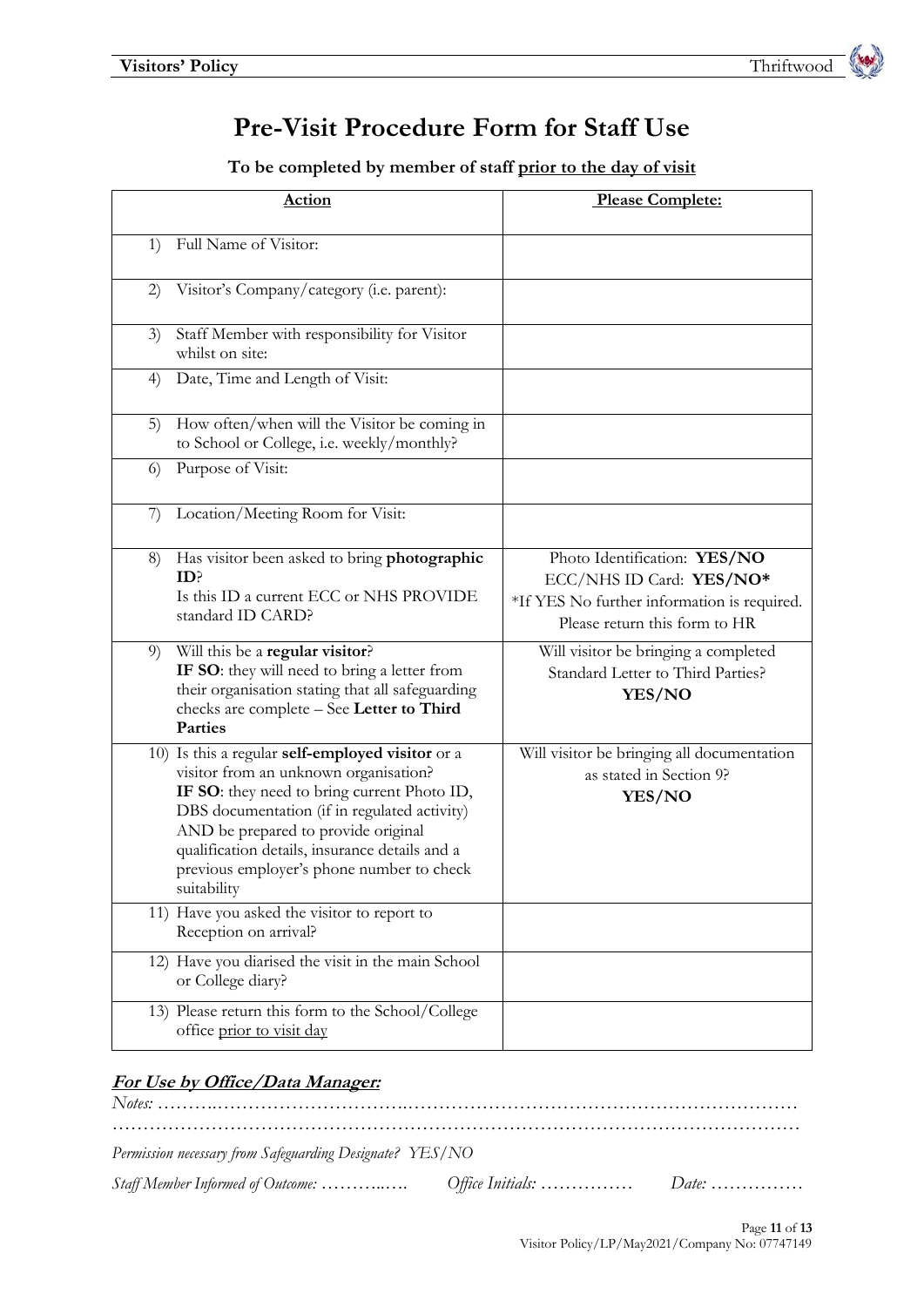# Pre-Visit Procedure Form for Staff Use

**To be completed by member of staff prior to the day of visit**

| Action | Please Complete: |
|---|---|
| 1) Full Name of Visitor: | |
| 2) Visitor's Company/category (i.e. parent): | |
| 3) Staff Member with responsibility for Visitor whilst on site: | |
| 4) Date, Time and Length of Visit: | |
| 5) How often/when will the Visitor be coming in to School or College, i.e. weekly/monthly? | |
| 6) Purpose of Visit: | |
| 7) Location/Meeting Room for Visit: | |
| 8) Has visitor been asked to bring **photographic ID**? Is this ID a current ECC or NHS PROVIDE standard ID CARD? | Photo Identification: **YES/NO** ECC/NHS ID Card: **YES/NO*** *If YES No further information is required. Please return this form to HR |
| 9) Will this be a **regular visitor**? **IF SO**: they will need to bring a letter from their organisation stating that all safeguarding checks are complete – See **Letter to Third Parties** | Will visitor be bringing a completed Standard Letter to Third Parties? **YES/NO** |
| 10) Is this a regular **self-employed visitor** or a visitor from an unknown organisation? **IF SO**: they need to bring current Photo ID, DBS documentation (if in regulated activity) AND be prepared to provide original qualification details, insurance details and a previous employer's phone number to check suitability | Will visitor be bringing all documentation as stated in Section 9? **YES/NO** |
| 11) Have you asked the visitor to report to Reception on arrival? | |
| 12) Have you diarised the visit in the main School or College diary? | |
| 13) Please return this form to the School/College office prior to visit day | |

***For Use by Office/Data Manager:***

*Notes:* ……………………………………………………………………………………………
……………………………………………………………………………………………………

*Permission necessary from Safeguarding Designate? YES/NO*

*Staff Member Informed of Outcome:* ………..…. *Office Initials:* …………… *Date:* ……………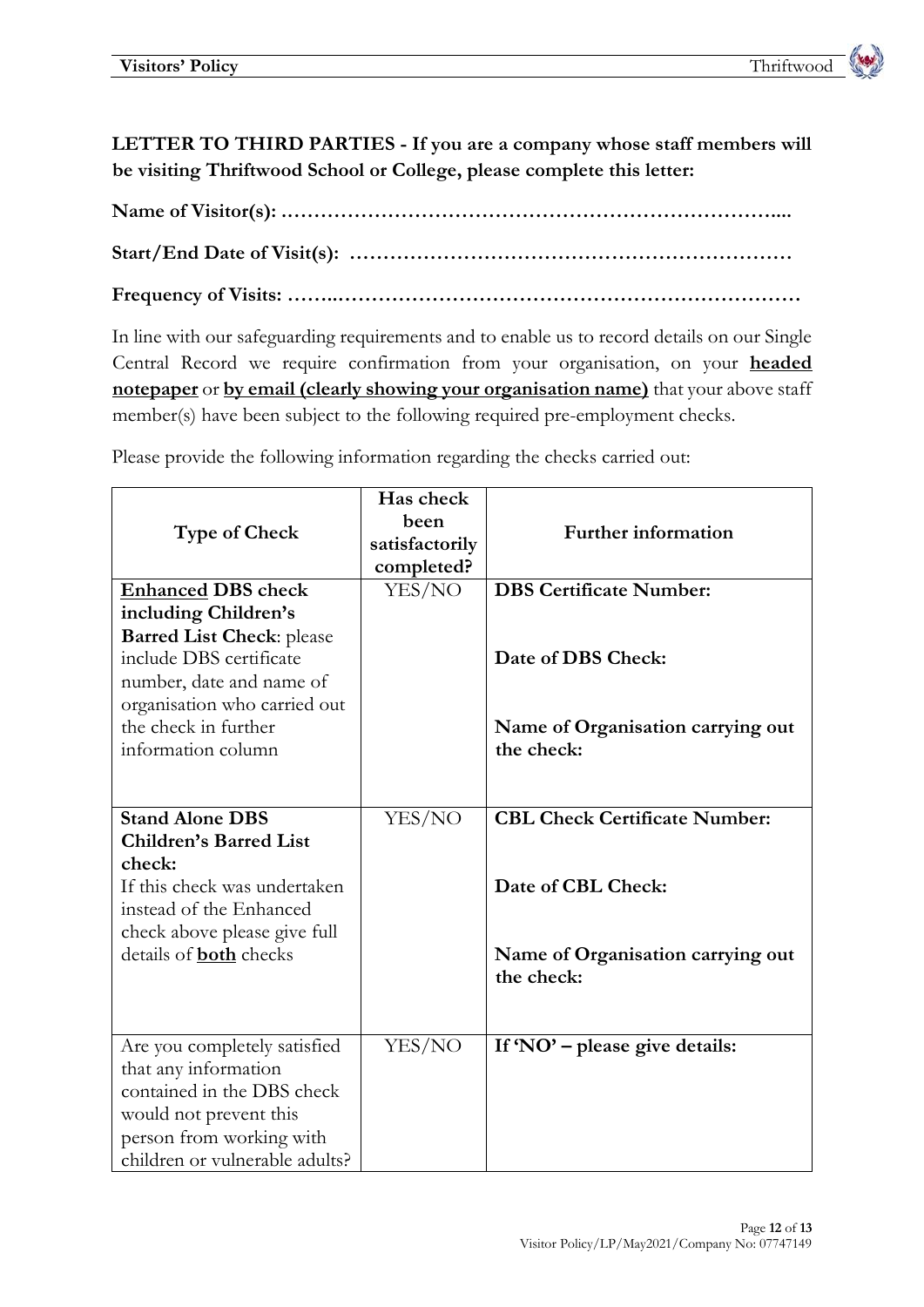**LETTER TO THIRD PARTIES - If you are a company whose staff members will be visiting Thriftwood School or College, please complete this letter:**

**Name of Visitor(s): …………………………………………………………………....**

**Start/End Date of Visit(s): …………………………………………………………**

**Frequency of Visits: ……..……………………………………………………………**

In line with our safeguarding requirements and to enable us to record details on our Single Central Record we require confirmation from your organisation, on your **headed notepaper** or **by email (clearly showing your organisation name)** that your above staff member(s) have been subject to the following required pre-employment checks.

Please provide the following information regarding the checks carried out:

| Type of Check | Has check been satisfactorily completed? | Further information |
|---|---|---|
| **Enhanced DBS check including Children's Barred List Check**: please include DBS certificate number, date and name of organisation who carried out the check in further information column | YES/NO | **DBS Certificate Number:**<br><br>**Date of DBS Check:**<br><br>**Name of Organisation carrying out the check:** |
| **Stand Alone DBS Children's Barred List check:** If this check was undertaken instead of the Enhanced check above please give full details of **both** checks | YES/NO | **CBL Check Certificate Number:**<br><br>**Date of CBL Check:**<br><br>**Name of Organisation carrying out the check:** |
| Are you completely satisfied that any information contained in the DBS check would not prevent this person from working with children or vulnerable adults? | YES/NO | **If 'NO' – please give details:** |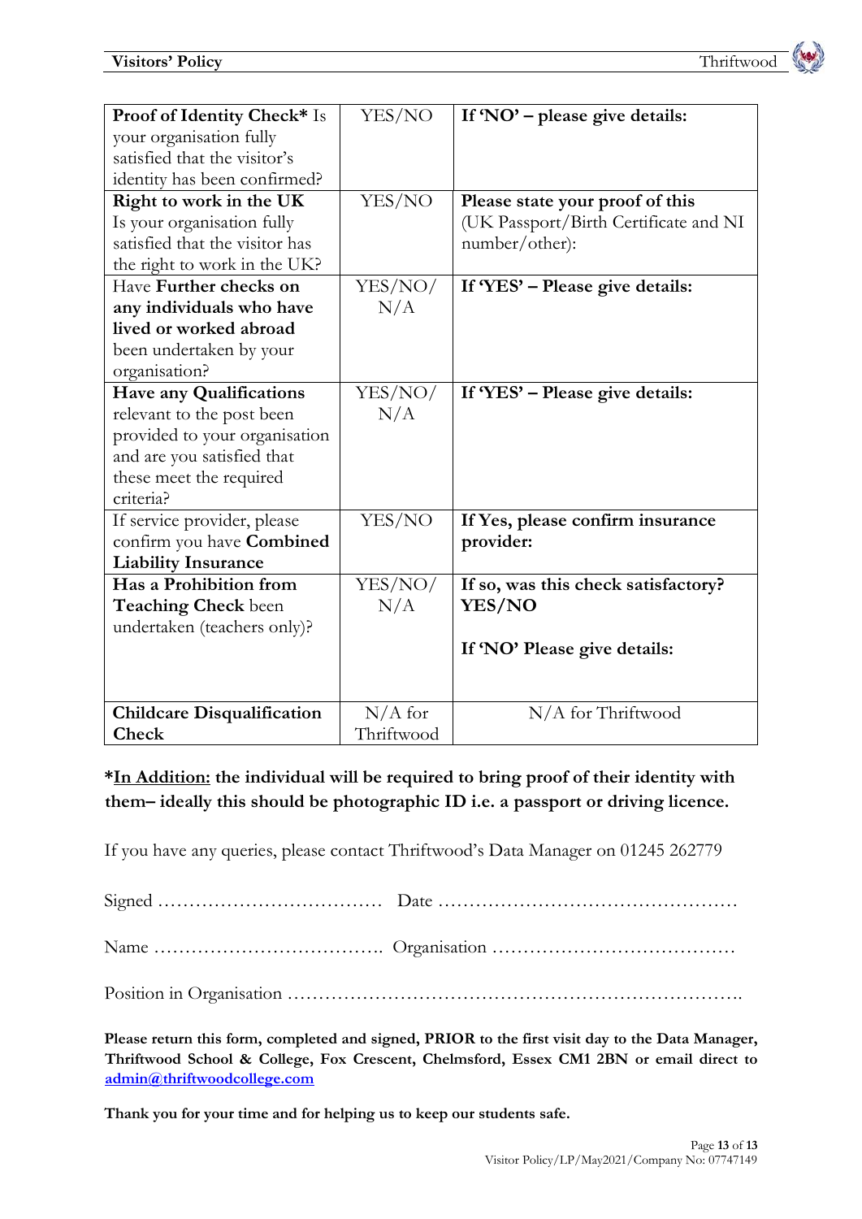| | | |
|---|---|---|
| **Proof of Identity Check*** Is your organisation fully satisfied that the visitor's identity has been confirmed? | YES/NO | **If 'NO' – please give details:** |
| **Right to work in the UK** Is your organisation fully satisfied that the visitor has the right to work in the UK? | YES/NO | **Please state your proof of this** (UK Passport/Birth Certificate and NI number/other): |
| Have **Further checks on any individuals who have lived or worked abroad** been undertaken by your organisation? | YES/NO/ N/A | **If 'YES' – Please give details:** |
| **Have any Qualifications** relevant to the post been provided to your organisation and are you satisfied that these meet the required criteria? | YES/NO/ N/A | **If 'YES' – Please give details:** |
| If service provider, please confirm you have **Combined Liability Insurance** | YES/NO | **If Yes, please confirm insurance provider:** |
| **Has a Prohibition from Teaching Check** been undertaken (teachers only)? | YES/NO/ N/A | **If so, was this check satisfactory? YES/NO**<br><br>**If 'NO' Please give details:** |
| **Childcare Disqualification Check** | N/A for Thriftwood | N/A for Thriftwood |

***In Addition:** the individual will be required to bring proof of their identity with them– ideally this should be photographic ID i.e. a passport or driving licence.**

If you have any queries, please contact Thriftwood's Data Manager on 01245 262779

Signed ……………………………… Date …………………………………………

Name ……………………………….. Organisation …………………………………

Position in Organisation ……………………………………………………………….

**Please return this form, completed and signed, PRIOR to the first visit day to the Data Manager, Thriftwood School & College, Fox Crescent, Chelmsford, Essex CM1 2BN or email direct to [admin@thriftwoodcollege.com](mailto:admin@thriftwoodcollege.com)**

**Thank you for your time and for helping us to keep our students safe.**